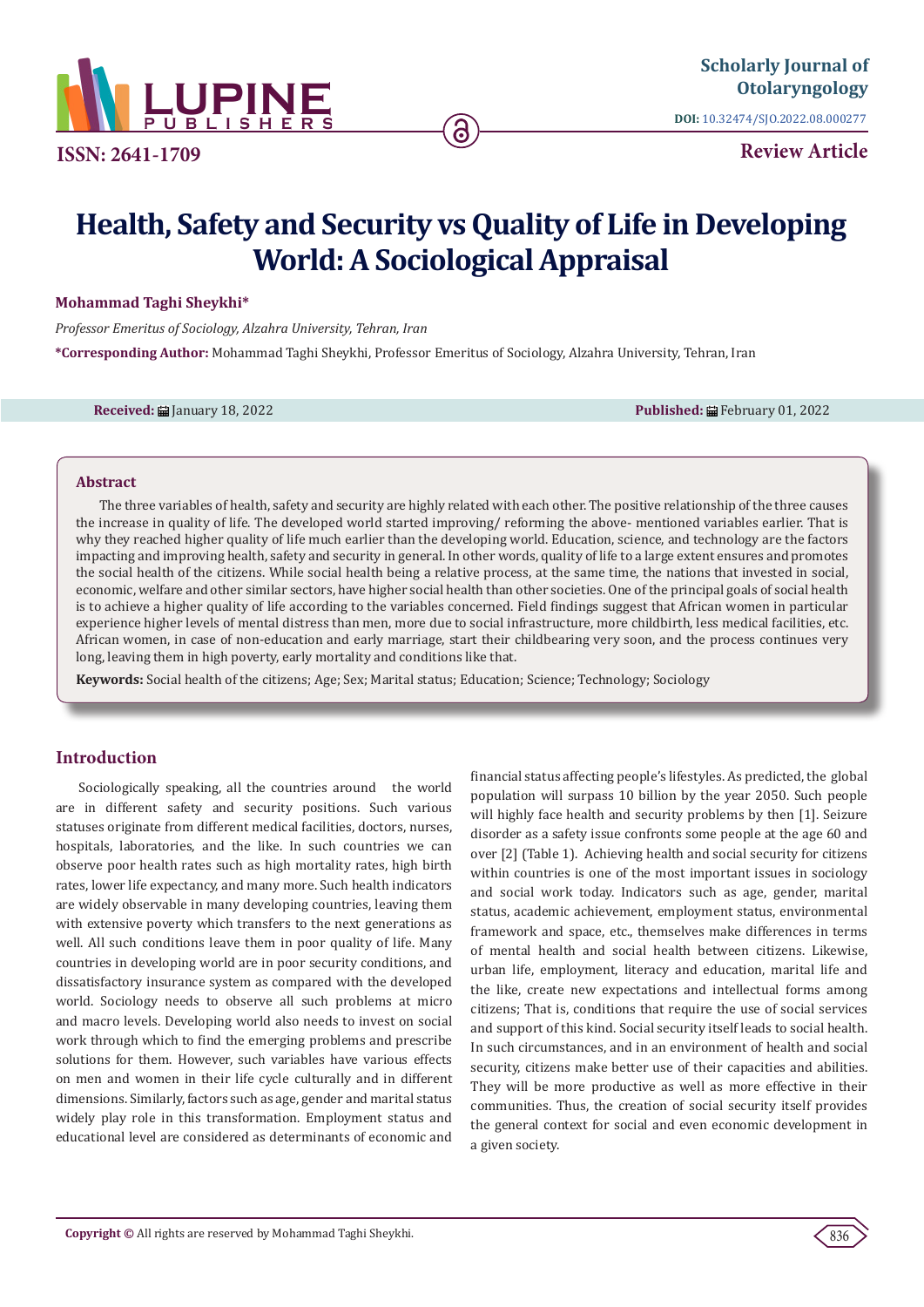Scholarly Journal of Otolaryngology

DOI: 10.32474/SJO.2022.08.000277

ISSN: 2641-1709

**Review Article**

# Health, Safety and Security vs Quality of Life in Developing World: A Sociological Appraisal

**Mohammad Taghi Sheykhi***

*Professor Emeritus of Sociology, Alzahra University, Tehran, Iran*

***Corresponding Author:** Mohammad Taghi Sheykhi, Professor Emeritus of Sociology, Alzahra University, Tehran, Iran

**Received:** January 18, 2022 **Published:** February 01, 2022

## Abstract

The three variables of health, safety and security are highly related with each other. The positive relationship of the three causes the increase in quality of life. The developed world started improving/ reforming the above- mentioned variables earlier. That is why they reached higher quality of life much earlier than the developing world. Education, science, and technology are the factors impacting and improving health, safety and security in general. In other words, quality of life to a large extent ensures and promotes the social health of the citizens. While social health being a relative process, at the same time, the nations that invested in social, economic, welfare and other similar sectors, have higher social health than other societies. One of the principal goals of social health is to achieve a higher quality of life according to the variables concerned. Field findings suggest that African women in particular experience higher levels of mental distress than men, more due to social infrastructure, more childbirth, less medical facilities, etc. African women, in case of non-education and early marriage, start their childbearing very soon, and the process continues very long, leaving them in high poverty, early mortality and conditions like that.

**Keywords:** Social health of the citizens; Age; Sex; Marital status; Education; Science; Technology; Sociology

## Introduction

Sociologically speaking, all the countries around the world are in different safety and security positions. Such various statuses originate from different medical facilities, doctors, nurses, hospitals, laboratories, and the like. In such countries we can observe poor health rates such as high mortality rates, high birth rates, lower life expectancy, and many more. Such health indicators are widely observable in many developing countries, leaving them with extensive poverty which transfers to the next generations as well. All such conditions leave them in poor quality of life. Many countries in developing world are in poor security conditions, and dissatisfactory insurance system as compared with the developed world. Sociology needs to observe all such problems at micro and macro levels. Developing world also needs to invest on social work through which to find the emerging problems and prescribe solutions for them. However, such variables have various effects on men and women in their life cycle culturally and in different dimensions. Similarly, factors such as age, gender and marital status widely play role in this transformation. Employment status and educational level are considered as determinants of economic and financial status affecting people's lifestyles. As predicted, the global population will surpass 10 billion by the year 2050. Such people will highly face health and security problems by then [1]. Seizure disorder as a safety issue confronts some people at the age 60 and over [2] (Table 1). Achieving health and social security for citizens within countries is one of the most important issues in sociology and social work today. Indicators such as age, gender, marital status, academic achievement, employment status, environmental framework and space, etc., themselves make differences in terms of mental health and social health between citizens. Likewise, urban life, employment, literacy and education, marital life and the like, create new expectations and intellectual forms among citizens; That is, conditions that require the use of social services and support of this kind. Social security itself leads to social health. In such circumstances, and in an environment of health and social security, citizens make better use of their capacities and abilities. They will be more productive as well as more effective in their communities. Thus, the creation of social security itself provides the general context for social and even economic development in a given society.

**Copyright ©** All rights are reserved by Mohammad Taghi Sheykhi.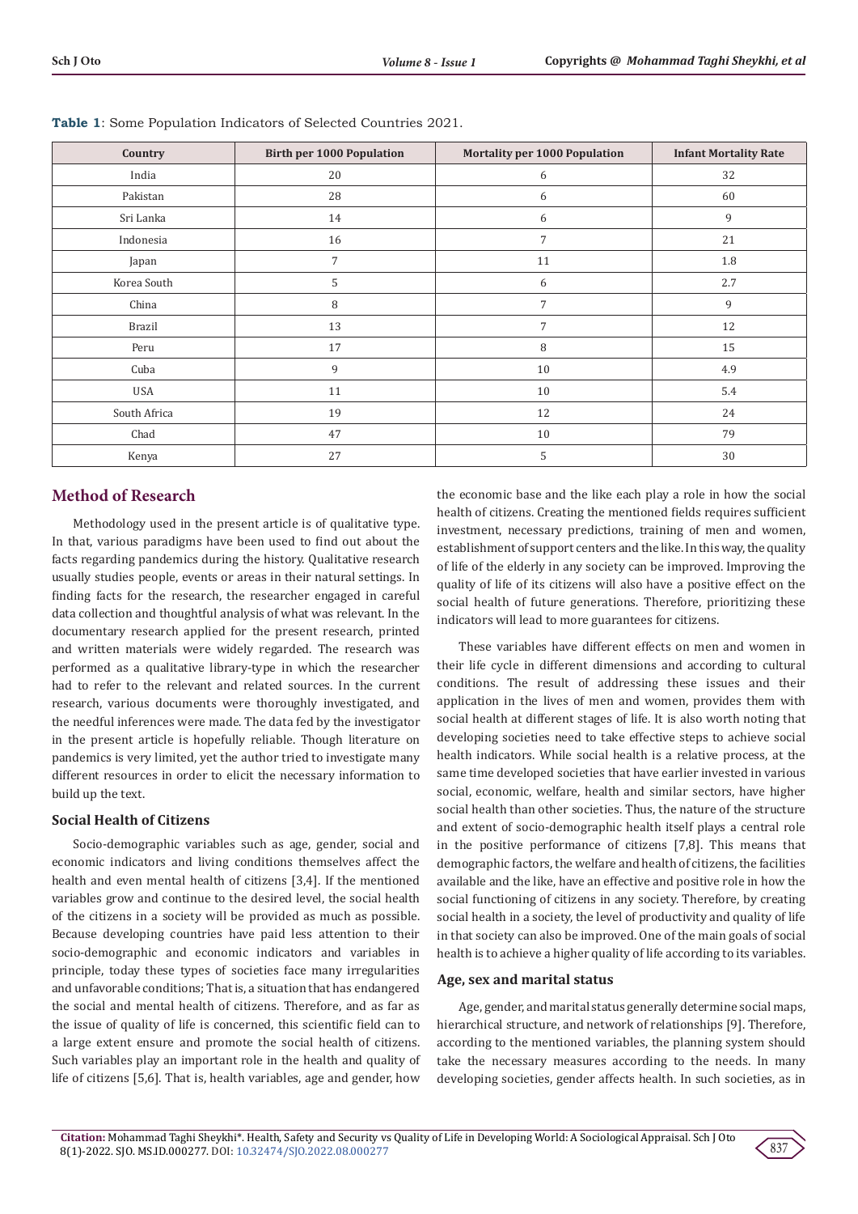**Table 1**: Some Population Indicators of Selected Countries 2021.

| Country | Birth per 1000 Population | Mortality per 1000 Population | Infant Mortality Rate |
|---|---|---|---|
| India | 20 | 6 | 32 |
| Pakistan | 28 | 6 | 60 |
| Sri Lanka | 14 | 6 | 9 |
| Indonesia | 16 | 7 | 21 |
| Japan | 7 | 11 | 1.8 |
| Korea South | 5 | 6 | 2.7 |
| China | 8 | 7 | 9 |
| Brazil | 13 | 7 | 12 |
| Peru | 17 | 8 | 15 |
| Cuba | 9 | 10 | 4.9 |
| USA | 11 | 10 | 5.4 |
| South Africa | 19 | 12 | 24 |
| Chad | 47 | 10 | 79 |
| Kenya | 27 | 5 | 30 |

## Method of Research

Methodology used in the present article is of qualitative type. In that, various paradigms have been used to find out about the facts regarding pandemics during the history. Qualitative research usually studies people, events or areas in their natural settings. In finding facts for the research, the researcher engaged in careful data collection and thoughtful analysis of what was relevant. In the documentary research applied for the present research, printed and written materials were widely regarded. The research was performed as a qualitative library-type in which the researcher had to refer to the relevant and related sources. In the current research, various documents were thoroughly investigated, and the needful inferences were made. The data fed by the investigator in the present article is hopefully reliable. Though literature on pandemics is very limited, yet the author tried to investigate many different resources in order to elicit the necessary information to build up the text.

### Social Health of Citizens

Socio-demographic variables such as age, gender, social and economic indicators and living conditions themselves affect the health and even mental health of citizens [3,4]. If the mentioned variables grow and continue to the desired level, the social health of the citizens in a society will be provided as much as possible. Because developing countries have paid less attention to their socio-demographic and economic indicators and variables in principle, today these types of societies face many irregularities and unfavorable conditions; That is, a situation that has endangered the social and mental health of citizens. Therefore, and as far as the issue of quality of life is concerned, this scientific field can to a large extent ensure and promote the social health of citizens. Such variables play an important role in the health and quality of life of citizens [5,6]. That is, health variables, age and gender, how the economic base and the like each play a role in how the social health of citizens. Creating the mentioned fields requires sufficient investment, necessary predictions, training of men and women, establishment of support centers and the like. In this way, the quality of life of the elderly in any society can be improved. Improving the quality of life of its citizens will also have a positive effect on the social health of future generations. Therefore, prioritizing these indicators will lead to more guarantees for citizens.

These variables have different effects on men and women in their life cycle in different dimensions and according to cultural conditions. The result of addressing these issues and their application in the lives of men and women, provides them with social health at different stages of life. It is also worth noting that developing societies need to take effective steps to achieve social health indicators. While social health is a relative process, at the same time developed societies that have earlier invested in various social, economic, welfare, health and similar sectors, have higher social health than other societies. Thus, the nature of the structure and extent of socio-demographic health itself plays a central role in the positive performance of citizens [7,8]. This means that demographic factors, the welfare and health of citizens, the facilities available and the like, have an effective and positive role in how the social functioning of citizens in any society. Therefore, by creating social health in a society, the level of productivity and quality of life in that society can also be improved. One of the main goals of social health is to achieve a higher quality of life according to its variables.

### Age, sex and marital status

Age, gender, and marital status generally determine social maps, hierarchical structure, and network of relationships [9]. Therefore, according to the mentioned variables, the planning system should take the necessary measures according to the needs. In many developing societies, gender affects health. In such societies, as in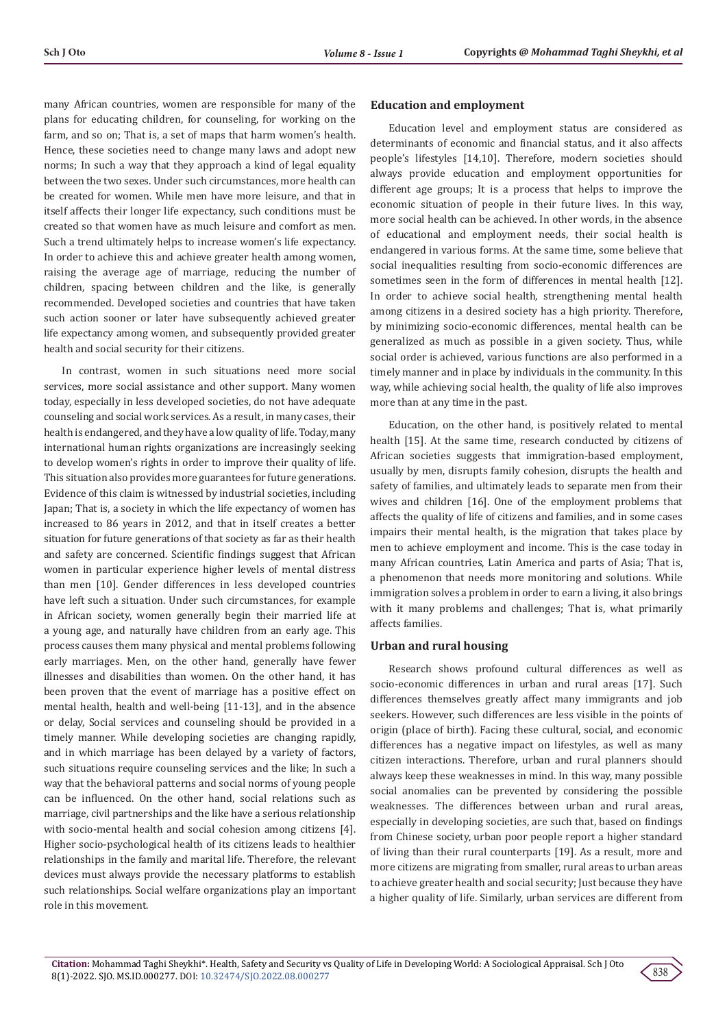many African countries, women are responsible for many of the plans for educating children, for counseling, for working on the farm, and so on; That is, a set of maps that harm women's health. Hence, these societies need to change many laws and adopt new norms; In such a way that they approach a kind of legal equality between the two sexes. Under such circumstances, more health can be created for women. While men have more leisure, and that in itself affects their longer life expectancy, such conditions must be created so that women have as much leisure and comfort as men. Such a trend ultimately helps to increase women's life expectancy. In order to achieve this and achieve greater health among women, raising the average age of marriage, reducing the number of children, spacing between children and the like, is generally recommended. Developed societies and countries that have taken such action sooner or later have subsequently achieved greater life expectancy among women, and subsequently provided greater health and social security for their citizens.

In contrast, women in such situations need more social services, more social assistance and other support. Many women today, especially in less developed societies, do not have adequate counseling and social work services. As a result, in many cases, their health is endangered, and they have a low quality of life. Today, many international human rights organizations are increasingly seeking to develop women's rights in order to improve their quality of life. This situation also provides more guarantees for future generations. Evidence of this claim is witnessed by industrial societies, including Japan; That is, a society in which the life expectancy of women has increased to 86 years in 2012, and that in itself creates a better situation for future generations of that society as far as their health and safety are concerned. Scientific findings suggest that African women in particular experience higher levels of mental distress than men [10]. Gender differences in less developed countries have left such a situation. Under such circumstances, for example in African society, women generally begin their married life at a young age, and naturally have children from an early age. This process causes them many physical and mental problems following early marriages. Men, on the other hand, generally have fewer illnesses and disabilities than women. On the other hand, it has been proven that the event of marriage has a positive effect on mental health, health and well-being [11-13], and in the absence or delay, Social services and counseling should be provided in a timely manner. While developing societies are changing rapidly, and in which marriage has been delayed by a variety of factors, such situations require counseling services and the like; In such a way that the behavioral patterns and social norms of young people can be influenced. On the other hand, social relations such as marriage, civil partnerships and the like have a serious relationship with socio-mental health and social cohesion among citizens [4]. Higher socio-psychological health of its citizens leads to healthier relationships in the family and marital life. Therefore, the relevant devices must always provide the necessary platforms to establish such relationships. Social welfare organizations play an important role in this movement.

## Education and employment

Education level and employment status are considered as determinants of economic and financial status, and it also affects people's lifestyles [14,10]. Therefore, modern societies should always provide education and employment opportunities for different age groups; It is a process that helps to improve the economic situation of people in their future lives. In this way, more social health can be achieved. In other words, in the absence of educational and employment needs, their social health is endangered in various forms. At the same time, some believe that social inequalities resulting from socio-economic differences are sometimes seen in the form of differences in mental health [12]. In order to achieve social health, strengthening mental health among citizens in a desired society has a high priority. Therefore, by minimizing socio-economic differences, mental health can be generalized as much as possible in a given society. Thus, while social order is achieved, various functions are also performed in a timely manner and in place by individuals in the community. In this way, while achieving social health, the quality of life also improves more than at any time in the past.

Education, on the other hand, is positively related to mental health [15]. At the same time, research conducted by citizens of African societies suggests that immigration-based employment, usually by men, disrupts family cohesion, disrupts the health and safety of families, and ultimately leads to separate men from their wives and children [16]. One of the employment problems that affects the quality of life of citizens and families, and in some cases impairs their mental health, is the migration that takes place by men to achieve employment and income. This is the case today in many African countries, Latin America and parts of Asia; That is, a phenomenon that needs more monitoring and solutions. While immigration solves a problem in order to earn a living, it also brings with it many problems and challenges; That is, what primarily affects families.

## Urban and rural housing

Research shows profound cultural differences as well as socio-economic differences in urban and rural areas [17]. Such differences themselves greatly affect many immigrants and job seekers. However, such differences are less visible in the points of origin (place of birth). Facing these cultural, social, and economic differences has a negative impact on lifestyles, as well as many citizen interactions. Therefore, urban and rural planners should always keep these weaknesses in mind. In this way, many possible social anomalies can be prevented by considering the possible weaknesses. The differences between urban and rural areas, especially in developing societies, are such that, based on findings from Chinese society, urban poor people report a higher standard of living than their rural counterparts [19]. As a result, more and more citizens are migrating from smaller, rural areas to urban areas to achieve greater health and social security; Just because they have a higher quality of life. Similarly, urban services are different from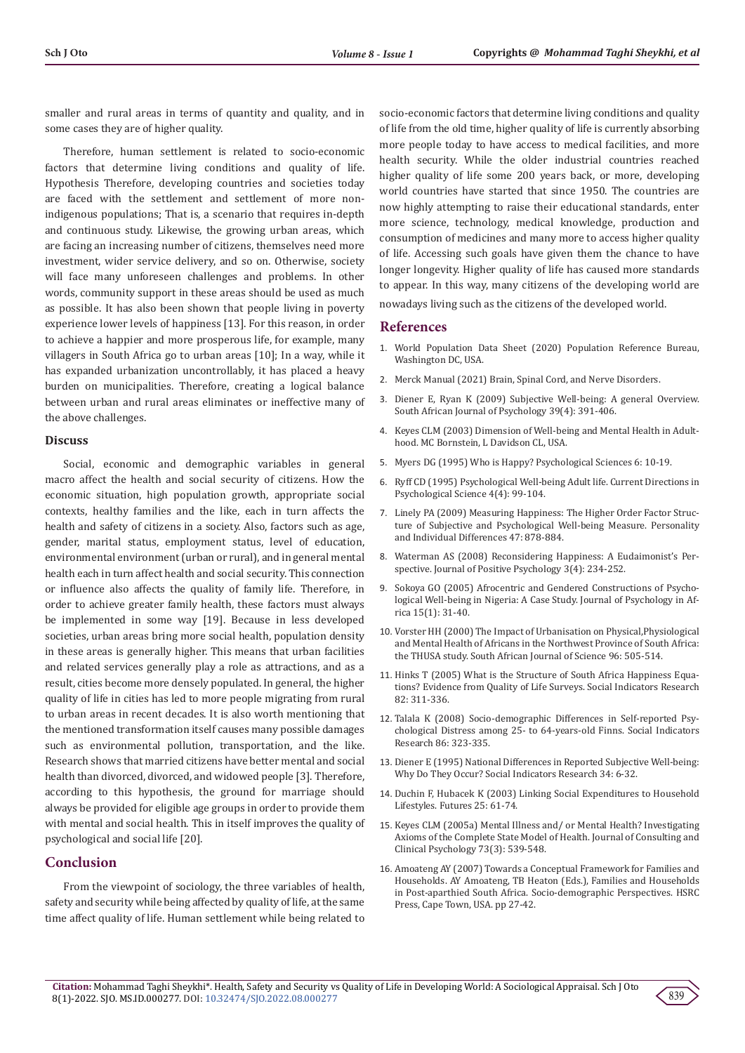smaller and rural areas in terms of quantity and quality, and in some cases they are of higher quality.

Therefore, human settlement is related to socio-economic factors that determine living conditions and quality of life. Hypothesis Therefore, developing countries and societies today are faced with the settlement and settlement of more non-indigenous populations; That is, a scenario that requires in-depth and continuous study. Likewise, the growing urban areas, which are facing an increasing number of citizens, themselves need more investment, wider service delivery, and so on. Otherwise, society will face many unforeseen challenges and problems. In other words, community support in these areas should be used as much as possible. It has also been shown that people living in poverty experience lower levels of happiness [13]. For this reason, in order to achieve a happier and more prosperous life, for example, many villagers in South Africa go to urban areas [10]; In a way, while it has expanded urbanization uncontrollably, it has placed a heavy burden on municipalities. Therefore, creating a logical balance between urban and rural areas eliminates or ineffective many of the above challenges.

### Discuss

Social, economic and demographic variables in general macro affect the health and social security of citizens. How the economic situation, high population growth, appropriate social contexts, healthy families and the like, each in turn affects the health and safety of citizens in a society. Also, factors such as age, gender, marital status, employment status, level of education, environmental environment (urban or rural), and in general mental health each in turn affect health and social security. This connection or influence also affects the quality of family life. Therefore, in order to achieve greater family health, these factors must always be implemented in some way [19]. Because in less developed societies, urban areas bring more social health, population density in these areas is generally higher. This means that urban facilities and related services generally play a role as attractions, and as a result, cities become more densely populated. In general, the higher quality of life in cities has led to more people migrating from rural to urban areas in recent decades. It is also worth mentioning that the mentioned transformation itself causes many possible damages such as environmental pollution, transportation, and the like. Research shows that married citizens have better mental and social health than divorced, divorced, and widowed people [3]. Therefore, according to this hypothesis, the ground for marriage should always be provided for eligible age groups in order to provide them with mental and social health. This in itself improves the quality of psychological and social life [20].

## Conclusion

From the viewpoint of sociology, the three variables of health, safety and security while being affected by quality of life, at the same time affect quality of life. Human settlement while being related to socio-economic factors that determine living conditions and quality of life from the old time, higher quality of life is currently absorbing more people today to have access to medical facilities, and more health security. While the older industrial countries reached higher quality of life some 200 years back, or more, developing world countries have started that since 1950. The countries are now highly attempting to raise their educational standards, enter more science, technology, medical knowledge, production and consumption of medicines and many more to access higher quality of life. Accessing such goals have given them the chance to have longer longevity. Higher quality of life has caused more standards to appear. In this way, many citizens of the developing world are nowadays living such as the citizens of the developed world.

## References

1. World Population Data Sheet (2020) Population Reference Bureau, Washington DC, USA.
2. Merck Manual (2021) Brain, Spinal Cord, and Nerve Disorders.
3. Diener E, Ryan K (2009) Subjective Well-being: A general Overview. South African Journal of Psychology 39(4): 391-406.
4. Keyes CLM (2003) Dimension of Well-being and Mental Health in Adulthood. MC Bornstein, L Davidson CL, USA.
5. Myers DG (1995) Who is Happy? Psychological Sciences 6: 10-19.
6. Ryff CD (1995) Psychological Well-being Adult life. Current Directions in Psychological Science 4(4): 99-104.
7. Linely PA (2009) Measuring Happiness: The Higher Order Factor Structure of Subjective and Psychological Well-being Measure. Personality and Individual Differences 47: 878-884.
8. Waterman AS (2008) Reconsidering Happiness: A Eudaimonist's Perspective. Journal of Positive Psychology 3(4): 234-252.
9. Sokoya GO (2005) Afrocentric and Gendered Constructions of Psychological Well-being in Nigeria: A Case Study. Journal of Psychology in Africa 15(1): 31-40.
10. Vorster HH (2000) The Impact of Urbanisation on Physical,Physiological and Mental Health of Africans in the Northwest Province of South Africa: the THUSA study. South African Journal of Science 96: 505-514.
11. Hinks T (2005) What is the Structure of South Africa Happiness Equations? Evidence from Quality of Life Surveys. Social Indicators Research 82: 311-336.
12. Talala K (2008) Socio-demographic Differences in Self-reported Psychological Distress among 25- to 64-years-old Finns. Social Indicators Research 86: 323-335.
13. Diener E (1995) National Differences in Reported Subjective Well-being: Why Do They Occur? Social Indicators Research 34: 6-32.
14. Duchin F, Hubacek K (2003) Linking Social Expenditures to Household Lifestyles. Futures 25: 61-74.
15. Keyes CLM (2005a) Mental Illness and/ or Mental Health? Investigating Axioms of the Complete State Model of Health. Journal of Consulting and Clinical Psychology 73(3): 539-548.
16. Amoateng AY (2007) Towards a Conceptual Framework for Families and Households. AY Amoateng, TB Heaton (Eds.), Families and Households in Post-aparthied South Africa. Socio-demographic Perspectives. HSRC Press, Cape Town, USA. pp 27-42.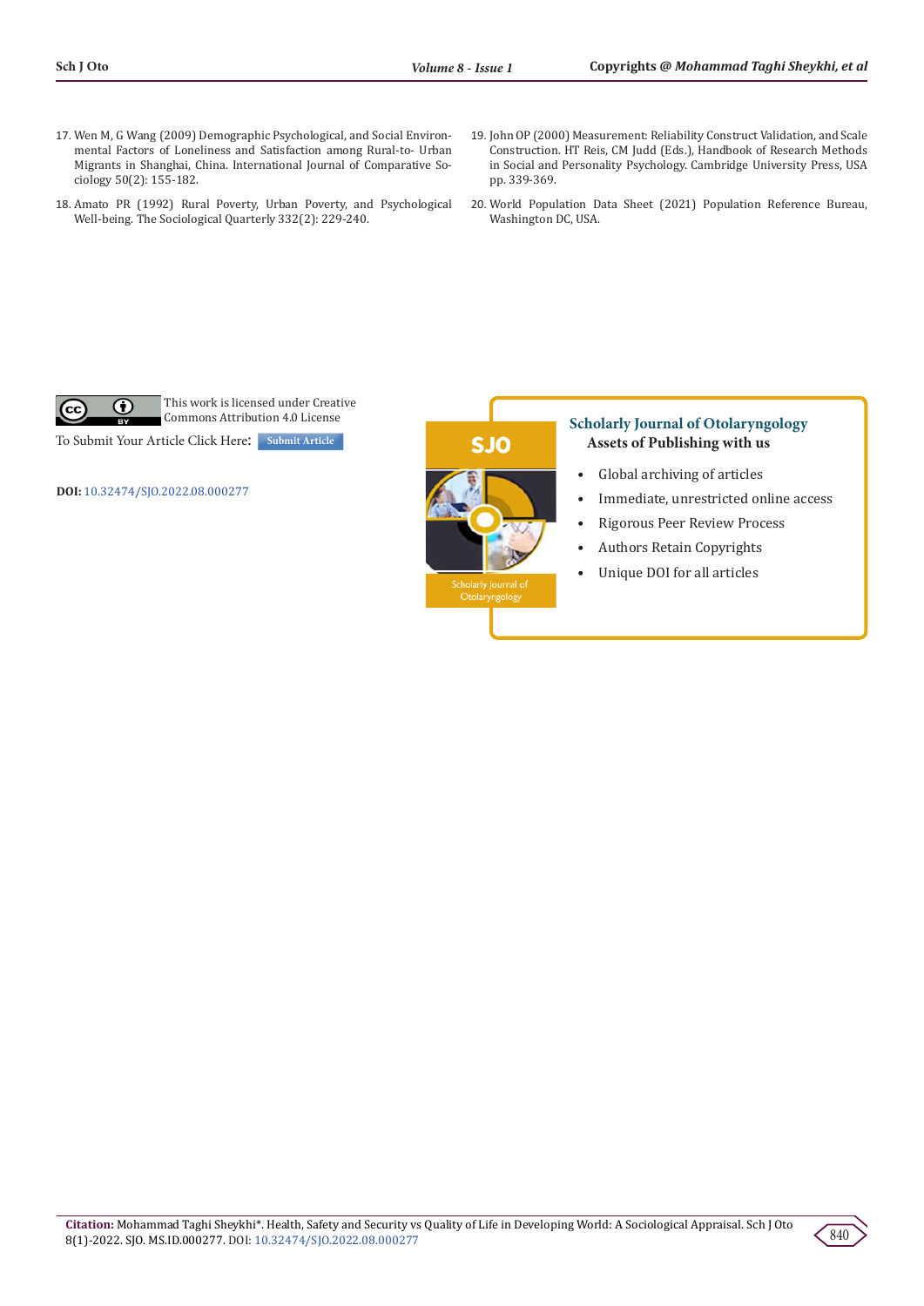17. Wen M, G Wang (2009) Demographic Psychological, and Social Environmental Factors of Loneliness and Satisfaction among Rural-to- Urban Migrants in Shanghai, China. International Journal of Comparative Sociology 50(2): 155-182.

18. Amato PR (1992) Rural Poverty, Urban Poverty, and Psychological Well-being. The Sociological Quarterly 332(2): 229-240.

19. John OP (2000) Measurement: Reliability Construct Validation, and Scale Construction. HT Reis, CM Judd (Eds.), Handbook of Research Methods in Social and Personality Psychology. Cambridge University Press, USA pp. 339-369.

20. World Population Data Sheet (2021) Population Reference Bureau, Washington DC, USA.

This work is licensed under Creative Commons Attribution 4.0 License

To Submit Your Article Click Here: Submit Article

**DOI:** 10.32474/SJO.2022.08.000277

**Scholarly Journal of Otolaryngology**

**Assets of Publishing with us**

- Global archiving of articles
- Immediate, unrestricted online access
- Rigorous Peer Review Process
- Authors Retain Copyrights
- Unique DOI for all articles

**Citation:** Mohammad Taghi Sheykhi*. Health, Safety and Security vs Quality of Life in Developing World: A Sociological Appraisal. Sch J Oto 8(1)-2022. SJO. MS.ID.000277. DOI: 10.32474/SJO.2022.08.000277